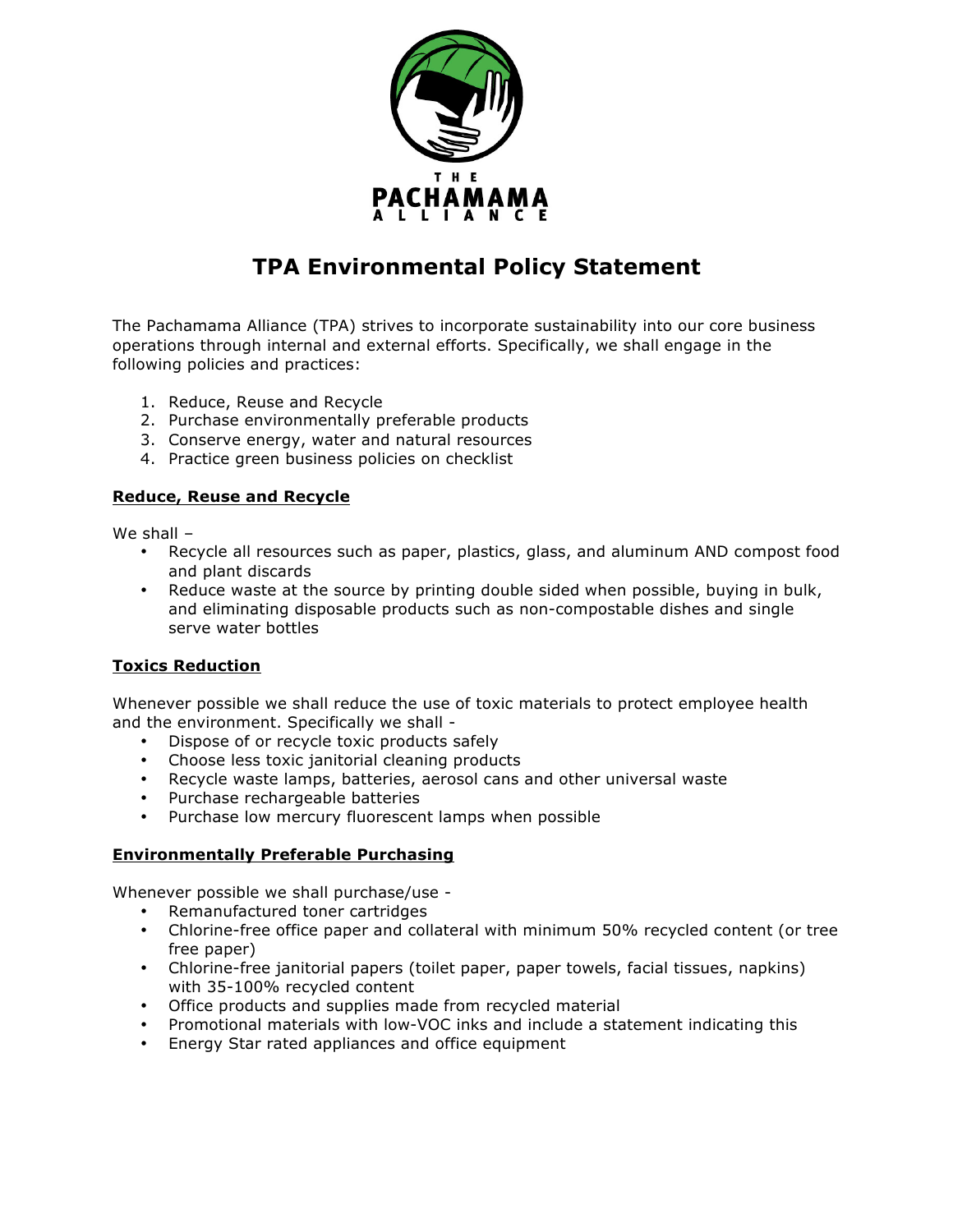THE PACHAMAMA ALLIANCE

# TPA Environmental Policy Statement

The Pachamama Alliance (TPA) strives to incorporate sustainability into our core business operations through internal and external efforts. Specifically, we shall engage in the following policies and practices:

1. Reduce, Reuse and Recycle
2. Purchase environmentally preferable products
3. Conserve energy, water and natural resources
4. Practice green business policies on checklist

## Reduce, Reuse and Recycle

We shall –

- Recycle all resources such as paper, plastics, glass, and aluminum AND compost food and plant discards
- Reduce waste at the source by printing double sided when possible, buying in bulk, and eliminating disposable products such as non-compostable dishes and single serve water bottles

## Toxics Reduction

Whenever possible we shall reduce the use of toxic materials to protect employee health and the environment. Specifically we shall -

- Dispose of or recycle toxic products safely
- Choose less toxic janitorial cleaning products
- Recycle waste lamps, batteries, aerosol cans and other universal waste
- Purchase rechargeable batteries
- Purchase low mercury fluorescent lamps when possible

## Environmentally Preferable Purchasing

Whenever possible we shall purchase/use -

- Remanufactured toner cartridges
- Chlorine-free office paper and collateral with minimum 50% recycled content (or tree free paper)
- Chlorine-free janitorial papers (toilet paper, paper towels, facial tissues, napkins) with 35-100% recycled content
- Office products and supplies made from recycled material
- Promotional materials with low-VOC inks and include a statement indicating this
- Energy Star rated appliances and office equipment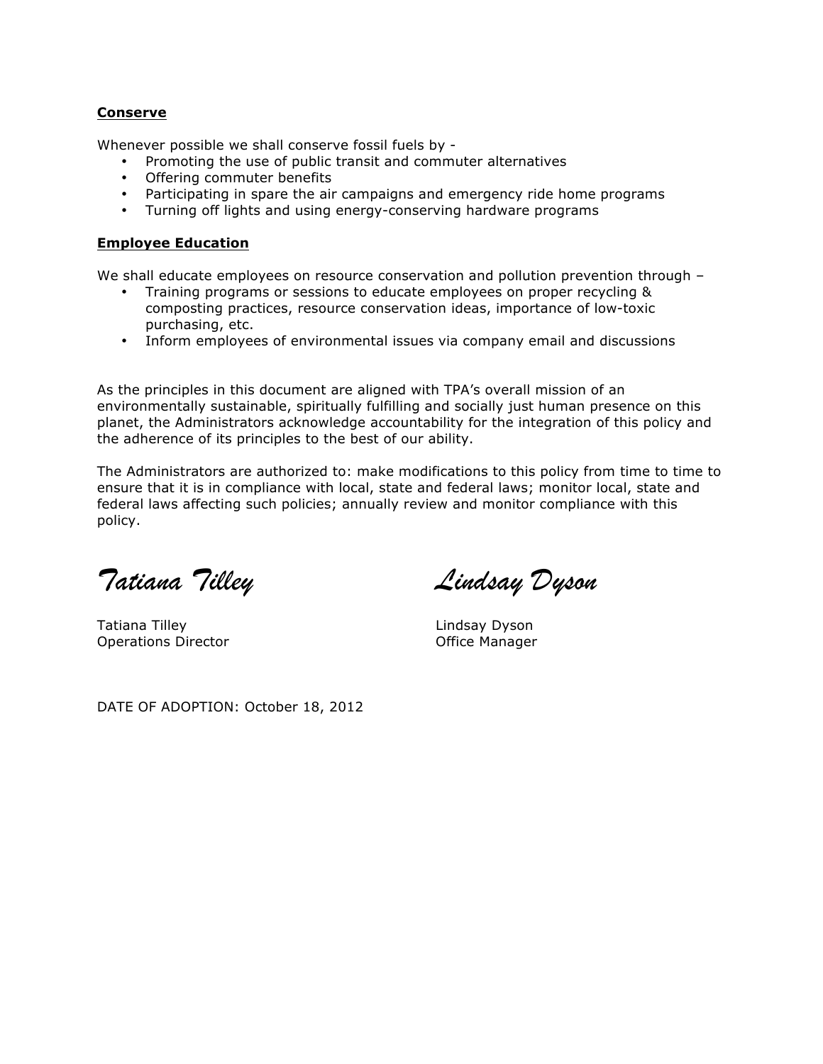**Conserve**

Whenever possible we shall conserve fossil fuels by -

- Promoting the use of public transit and commuter alternatives
- Offering commuter benefits
- Participating in spare the air campaigns and emergency ride home programs
- Turning off lights and using energy-conserving hardware programs

**Employee Education**

We shall educate employees on resource conservation and pollution prevention through –

- Training programs or sessions to educate employees on proper recycling & composting practices, resource conservation ideas, importance of low-toxic purchasing, etc.
- Inform employees of environmental issues via company email and discussions

As the principles in this document are aligned with TPA's overall mission of an environmentally sustainable, spiritually fulfilling and socially just human presence on this planet, the Administrators acknowledge accountability for the integration of this policy and the adherence of its principles to the best of our ability.

The Administrators are authorized to: make modifications to this policy from time to time to ensure that it is in compliance with local, state and federal laws; monitor local, state and federal laws affecting such policies; annually review and monitor compliance with this policy.

*Tatiana Tilley*

Tatiana Tilley
Operations Director

*Lindsay Dyson*

Lindsay Dyson
Office Manager

DATE OF ADOPTION: October 18, 2012